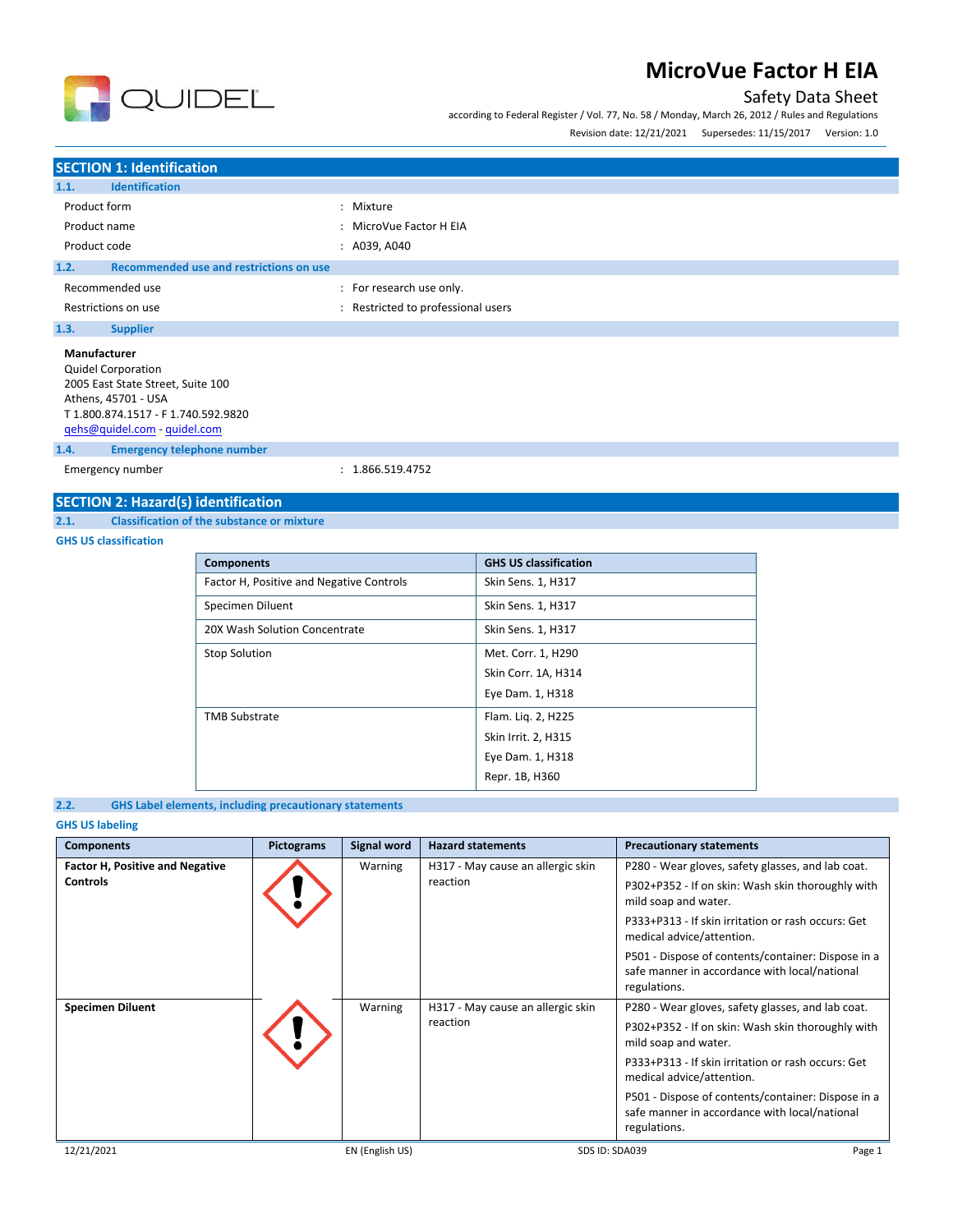# MicroVue Factor H EIA

Safety Data Sheet

according to Federal Register / Vol. 77, No. 58 / Monday, March 26, 2012 / Rules and Regulations

Revision date: 12/21/2021 Supersedes: 11/15/2017 Version: 1.0

## SECTION 1: Identification

### 1.1. Identification

| | |
|---|---|
| Product form | : Mixture |
| Product name | : MicroVue Factor H EIA |
| Product code | : A039, A040 |

### 1.2. Recommended use and restrictions on use

| | |
|---|---|
| Recommended use | : For research use only. |
| Restrictions on use | : Restricted to professional users |

### 1.3. Supplier

**Manufacturer**
Quidel Corporation
2005 East State Street, Suite 100
Athens, 45701 - USA
T 1.800.874.1517 - F 1.740.592.9820
qehs@quidel.com - quidel.com

### 1.4. Emergency telephone number

| | |
|---|---|
| Emergency number | : 1.866.519.4752 |

## SECTION 2: Hazard(s) identification

### 2.1. Classification of the substance or mixture

**GHS US classification**

| Components | GHS US classification |
|---|---|
| Factor H, Positive and Negative Controls | Skin Sens. 1, H317 |
| Specimen Diluent | Skin Sens. 1, H317 |
| 20X Wash Solution Concentrate | Skin Sens. 1, H317 |
| Stop Solution | Met. Corr. 1, H290<br>Skin Corr. 1A, H314<br>Eye Dam. 1, H318 |
| TMB Substrate | Flam. Liq. 2, H225<br>Skin Irrit. 2, H315<br>Eye Dam. 1, H318<br>Repr. 1B, H360 |

### 2.2. GHS Label elements, including precautionary statements

**GHS US labeling**

| Components | Pictograms | Signal word | Hazard statements | Precautionary statements |
|---|---|---|---|---|
| **Factor H, Positive and Negative Controls** | | Warning | H317 - May cause an allergic skin reaction | P280 - Wear gloves, safety glasses, and lab coat.<br>P302+P352 - If on skin: Wash skin thoroughly with mild soap and water.<br>P333+P313 - If skin irritation or rash occurs: Get medical advice/attention.<br>P501 - Dispose of contents/container: Dispose in a safe manner in accordance with local/national regulations. |
| **Specimen Diluent** | | Warning | H317 - May cause an allergic skin reaction | P280 - Wear gloves, safety glasses, and lab coat.<br>P302+P352 - If on skin: Wash skin thoroughly with mild soap and water.<br>P333+P313 - If skin irritation or rash occurs: Get medical advice/attention.<br>P501 - Dispose of contents/container: Dispose in a safe manner in accordance with local/national regulations. |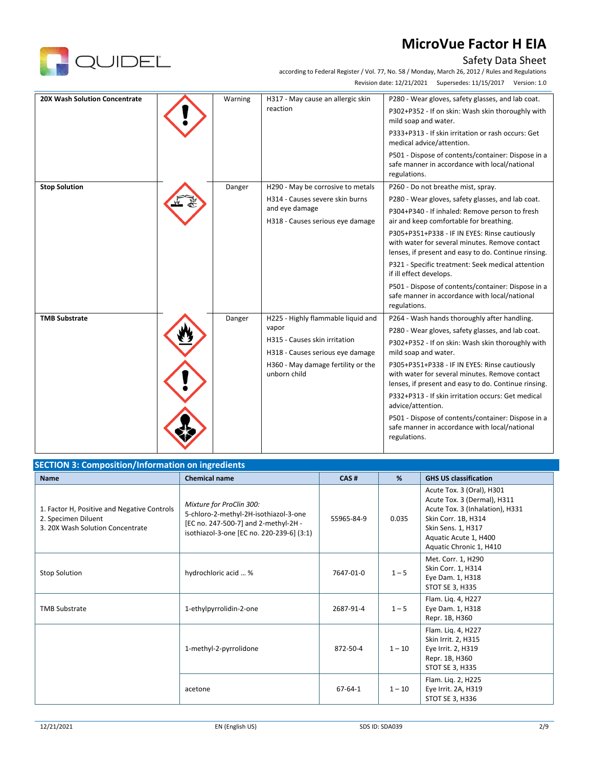| | | | | |
|---|---|---|---|---|
| **20X Wash Solution Concentrate** | | Warning | H317 - May cause an allergic skin reaction | P280 - Wear gloves, safety glasses, and lab coat.<br>P302+P352 - If on skin: Wash skin thoroughly with mild soap and water.<br>P333+P313 - If skin irritation or rash occurs: Get medical advice/attention.<br>P501 - Dispose of contents/container: Dispose in a safe manner in accordance with local/national regulations. |
| **Stop Solution** | | Danger | H290 - May be corrosive to metals<br>H314 - Causes severe skin burns and eye damage<br>H318 - Causes serious eye damage | P260 - Do not breathe mist, spray.<br>P280 - Wear gloves, safety glasses, and lab coat.<br>P304+P340 - If inhaled: Remove person to fresh air and keep comfortable for breathing.<br>P305+P351+P338 - IF IN EYES: Rinse cautiously with water for several minutes. Remove contact lenses, if present and easy to do. Continue rinsing.<br>P321 - Specific treatment: Seek medical attention if ill effect develops.<br>P501 - Dispose of contents/container: Dispose in a safe manner in accordance with local/national regulations. |
| **TMB Substrate** | | Danger | H225 - Highly flammable liquid and vapor<br>H315 - Causes skin irritation<br>H318 - Causes serious eye damage<br>H360 - May damage fertility or the unborn child | P264 - Wash hands thoroughly after handling.<br>P280 - Wear gloves, safety glasses, and lab coat.<br>P302+P352 - If on skin: Wash skin thoroughly with mild soap and water.<br>P305+P351+P338 - IF IN EYES: Rinse cautiously with water for several minutes. Remove contact lenses, if present and easy to do. Continue rinsing.<br>P332+P313 - If skin irritation occurs: Get medical advice/attention.<br>P501 - Dispose of contents/container: Dispose in a safe manner in accordance with local/national regulations. |

## SECTION 3: Composition/Information on ingredients

| Name | Chemical name | CAS # | % | GHS US classification |
|---|---|---|---|---|
| 1. Factor H, Positive and Negative Controls<br>2. Specimen Diluent<br>3. 20X Wash Solution Concentrate | *Mixture for ProClin 300:*<br>5-chloro-2-methyl-2H-isothiazol-3-one [EC no. 247-500-7] and 2-methyl-2H - isothiazol-3-one [EC no. 220-239-6] (3:1) | 55965-84-9 | 0.035 | Acute Tox. 3 (Oral), H301<br>Acute Tox. 3 (Dermal), H311<br>Acute Tox. 3 (Inhalation), H331<br>Skin Corr. 1B, H314<br>Skin Sens. 1, H317<br>Aquatic Acute 1, H400<br>Aquatic Chronic 1, H410 |
| Stop Solution | hydrochloric acid … % | 7647-01-0 | 1 – 5 | Met. Corr. 1, H290<br>Skin Corr. 1, H314<br>Eye Dam. 1, H318<br>STOT SE 3, H335 |
| TMB Substrate | 1-ethylpyrrolidin-2-one | 2687-91-4 | 1 – 5 | Flam. Liq. 4, H227<br>Eye Dam. 1, H318<br>Repr. 1B, H360 |
| | 1-methyl-2-pyrrolidone | 872-50-4 | 1 – 10 | Flam. Liq. 4, H227<br>Skin Irrit. 2, H315<br>Eye Irrit. 2, H319<br>Repr. 1B, H360<br>STOT SE 3, H335 |
| | acetone | 67-64-1 | 1 – 10 | Flam. Liq. 2, H225<br>Eye Irrit. 2A, H319<br>STOT SE 3, H336 |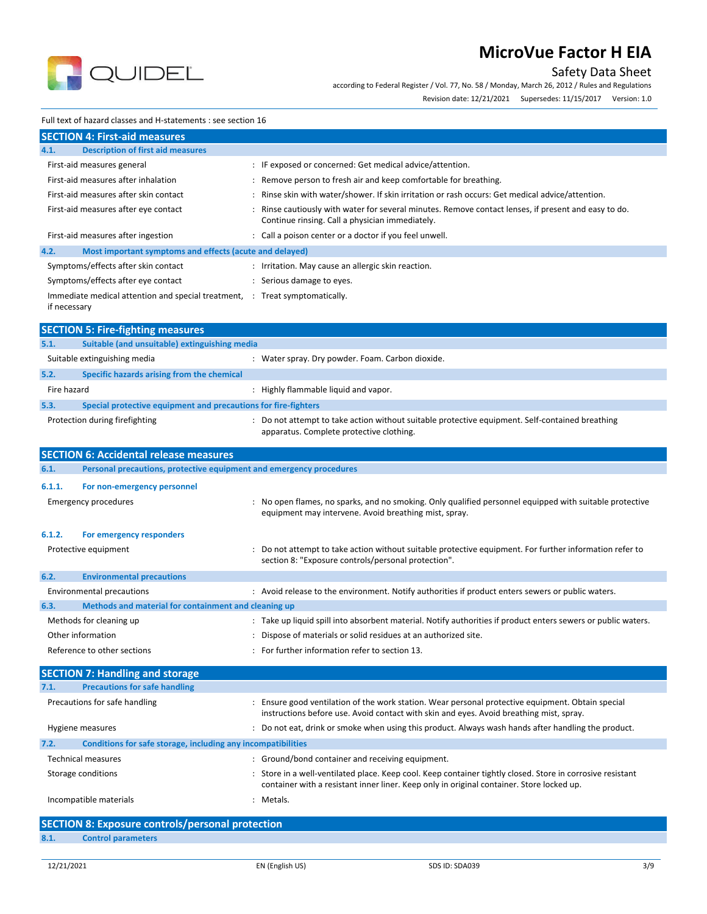Full text of hazard classes and H-statements : see section 16

## SECTION 4: First-aid measures

### 4.1. Description of first aid measures

| | |
|---|---|
| First-aid measures general | : IF exposed or concerned: Get medical advice/attention. |
| First-aid measures after inhalation | : Remove person to fresh air and keep comfortable for breathing. |
| First-aid measures after skin contact | : Rinse skin with water/shower. If skin irritation or rash occurs: Get medical advice/attention. |
| First-aid measures after eye contact | : Rinse cautiously with water for several minutes. Remove contact lenses, if present and easy to do. Continue rinsing. Call a physician immediately. |
| First-aid measures after ingestion | : Call a poison center or a doctor if you feel unwell. |

### 4.2. Most important symptoms and effects (acute and delayed)

| | |
|---|---|
| Symptoms/effects after skin contact | : Irritation. May cause an allergic skin reaction. |
| Symptoms/effects after eye contact | : Serious damage to eyes. |
| Immediate medical attention and special treatment, if necessary | : Treat symptomatically. |

## SECTION 5: Fire-fighting measures

### 5.1. Suitable (and unsuitable) extinguishing media

| | |
|---|---|
| Suitable extinguishing media | : Water spray. Dry powder. Foam. Carbon dioxide. |

### 5.2. Specific hazards arising from the chemical

| | |
|---|---|
| Fire hazard | : Highly flammable liquid and vapor. |

### 5.3. Special protective equipment and precautions for fire-fighters

| | |
|---|---|
| Protection during firefighting | : Do not attempt to take action without suitable protective equipment. Self-contained breathing apparatus. Complete protective clothing. |

## SECTION 6: Accidental release measures

### 6.1. Personal precautions, protective equipment and emergency procedures

#### 6.1.1. For non-emergency personnel

| | |
|---|---|
| Emergency procedures | : No open flames, no sparks, and no smoking. Only qualified personnel equipped with suitable protective equipment may intervene. Avoid breathing mist, spray. |

#### 6.1.2. For emergency responders

| | |
|---|---|
| Protective equipment | : Do not attempt to take action without suitable protective equipment. For further information refer to section 8: "Exposure controls/personal protection". |

### 6.2. Environmental precautions

| | |
|---|---|
| Environmental precautions | : Avoid release to the environment. Notify authorities if product enters sewers or public waters. |

### 6.3. Methods and material for containment and cleaning up

| | |
|---|---|
| Methods for cleaning up | : Take up liquid spill into absorbent material. Notify authorities if product enters sewers or public waters. |
| Other information | : Dispose of materials or solid residues at an authorized site. |
| Reference to other sections | : For further information refer to section 13. |

## SECTION 7: Handling and storage

### 7.1. Precautions for safe handling

| | |
|---|---|
| Precautions for safe handling | : Ensure good ventilation of the work station. Wear personal protective equipment. Obtain special instructions before use. Avoid contact with skin and eyes. Avoid breathing mist, spray. |
| Hygiene measures | : Do not eat, drink or smoke when using this product. Always wash hands after handling the product. |

### 7.2. Conditions for safe storage, including any incompatibilities

| | |
|---|---|
| Technical measures | : Ground/bond container and receiving equipment. |
| Storage conditions | : Store in a well-ventilated place. Keep cool. Keep container tightly closed. Store in corrosive resistant container with a resistant inner liner. Keep only in original container. Store locked up. |
| Incompatible materials | : Metals. |

## SECTION 8: Exposure controls/personal protection

### 8.1. Control parameters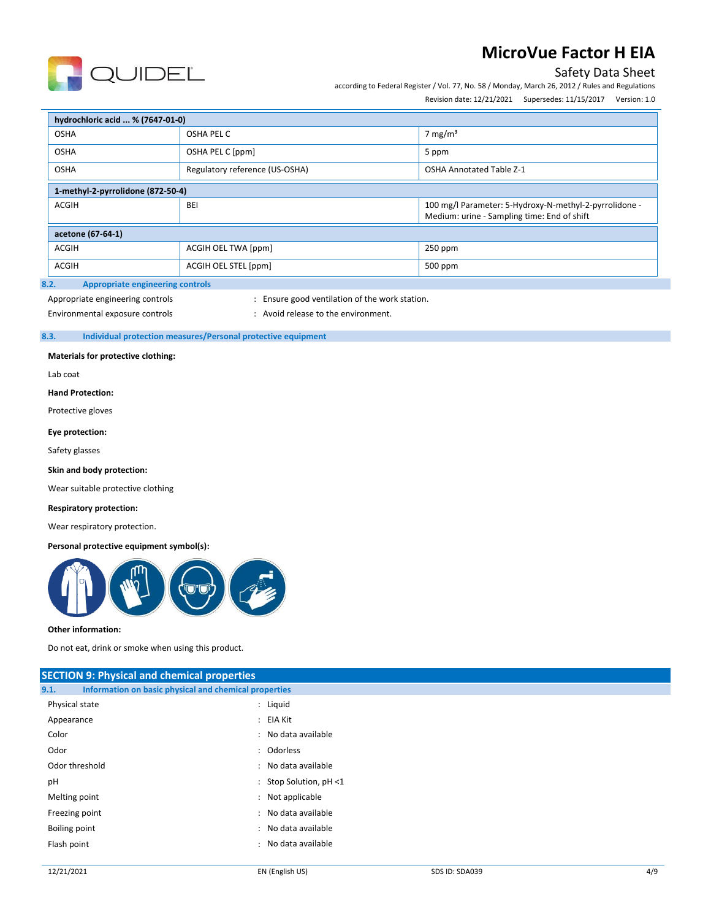| hydrochloric acid ... % (7647-01-0) | | |
|---|---|---|
| OSHA | OSHA PEL C | 7 mg/m³ |
| OSHA | OSHA PEL C [ppm] | 5 ppm |
| OSHA | Regulatory reference (US-OSHA) | OSHA Annotated Table Z-1 |
| **1-methyl-2-pyrrolidone (872-50-4)** | | |
| ACGIH | BEI | 100 mg/l Parameter: 5-Hydroxy-N-methyl-2-pyrrolidone - Medium: urine - Sampling time: End of shift |
| **acetone (67-64-1)** | | |
| ACGIH | ACGIH OEL TWA [ppm] | 250 ppm |
| ACGIH | ACGIH OEL STEL [ppm] | 500 ppm |

### 8.2. Appropriate engineering controls

Appropriate engineering controls : Ensure good ventilation of the work station.

Environmental exposure controls : Avoid release to the environment.

### 8.3. Individual protection measures/Personal protective equipment

**Materials for protective clothing:**

Lab coat

**Hand Protection:**

Protective gloves

**Eye protection:**

Safety glasses

**Skin and body protection:**

Wear suitable protective clothing

**Respiratory protection:**

Wear respiratory protection.

**Personal protective equipment symbol(s):**

**Other information:**

Do not eat, drink or smoke when using this product.

## SECTION 9: Physical and chemical properties

### 9.1. Information on basic physical and chemical properties

| | |
|---|---|
| Physical state | : Liquid |
| Appearance | : EIA Kit |
| Color | : No data available |
| Odor | : Odorless |
| Odor threshold | : No data available |
| pH | : Stop Solution, pH <1 |
| Melting point | : Not applicable |
| Freezing point | : No data available |
| Boiling point | : No data available |
| Flash point | : No data available |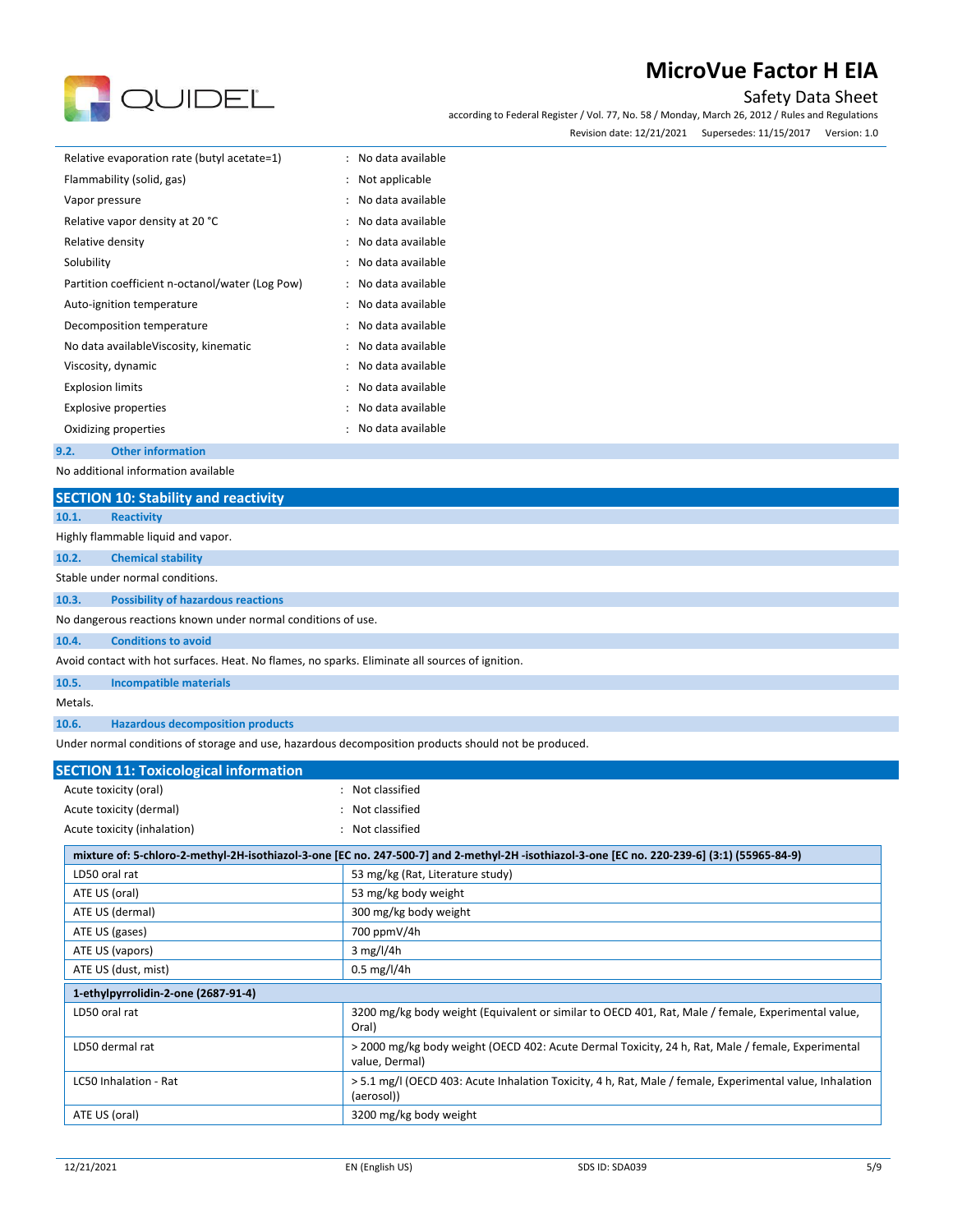| | | |
|---|---|---|
| Relative evaporation rate (butyl acetate=1) | : | No data available |
| Flammability (solid, gas) | : | Not applicable |
| Vapor pressure | : | No data available |
| Relative vapor density at 20 °C | : | No data available |
| Relative density | : | No data available |
| Solubility | : | No data available |
| Partition coefficient n-octanol/water (Log Pow) | : | No data available |
| Auto-ignition temperature | : | No data available |
| Decomposition temperature | : | No data available |
| No data availableViscosity, kinematic | : | No data available |
| Viscosity, dynamic | : | No data available |
| Explosion limits | : | No data available |
| Explosive properties | : | No data available |
| Oxidizing properties | : | No data available |

### 9.2. Other information

No additional information available

## SECTION 10: Stability and reactivity

### 10.1. Reactivity

Highly flammable liquid and vapor.

### 10.2. Chemical stability

Stable under normal conditions.

### 10.3. Possibility of hazardous reactions

No dangerous reactions known under normal conditions of use.

### 10.4. Conditions to avoid

Avoid contact with hot surfaces. Heat. No flames, no sparks. Eliminate all sources of ignition.

### 10.5. Incompatible materials

Metals.

### 10.6. Hazardous decomposition products

Under normal conditions of storage and use, hazardous decomposition products should not be produced.

## SECTION 11: Toxicological information

| | | |
|---|---|---|
| Acute toxicity (oral) | : | Not classified |
| Acute toxicity (dermal) | : | Not classified |
| Acute toxicity (inhalation) | : | Not classified |

| mixture of: 5-chloro-2-methyl-2H-isothiazol-3-one [EC no. 247-500-7] and 2-methyl-2H -isothiazol-3-one [EC no. 220-239-6] (3:1) (55965-84-9) | |
|---|---|
| LD50 oral rat | 53 mg/kg (Rat, Literature study) |
| ATE US (oral) | 53 mg/kg body weight |
| ATE US (dermal) | 300 mg/kg body weight |
| ATE US (gases) | 700 ppmV/4h |
| ATE US (vapors) | 3 mg/l/4h |
| ATE US (dust, mist) | 0.5 mg/l/4h |

| 1-ethylpyrrolidin-2-one (2687-91-4) | |
|---|---|
| LD50 oral rat | 3200 mg/kg body weight (Equivalent or similar to OECD 401, Rat, Male / female, Experimental value, Oral) |
| LD50 dermal rat | > 2000 mg/kg body weight (OECD 402: Acute Dermal Toxicity, 24 h, Rat, Male / female, Experimental value, Dermal) |
| LC50 Inhalation - Rat | > 5.1 mg/l (OECD 403: Acute Inhalation Toxicity, 4 h, Rat, Male / female, Experimental value, Inhalation (aerosol)) |
| ATE US (oral) | 3200 mg/kg body weight |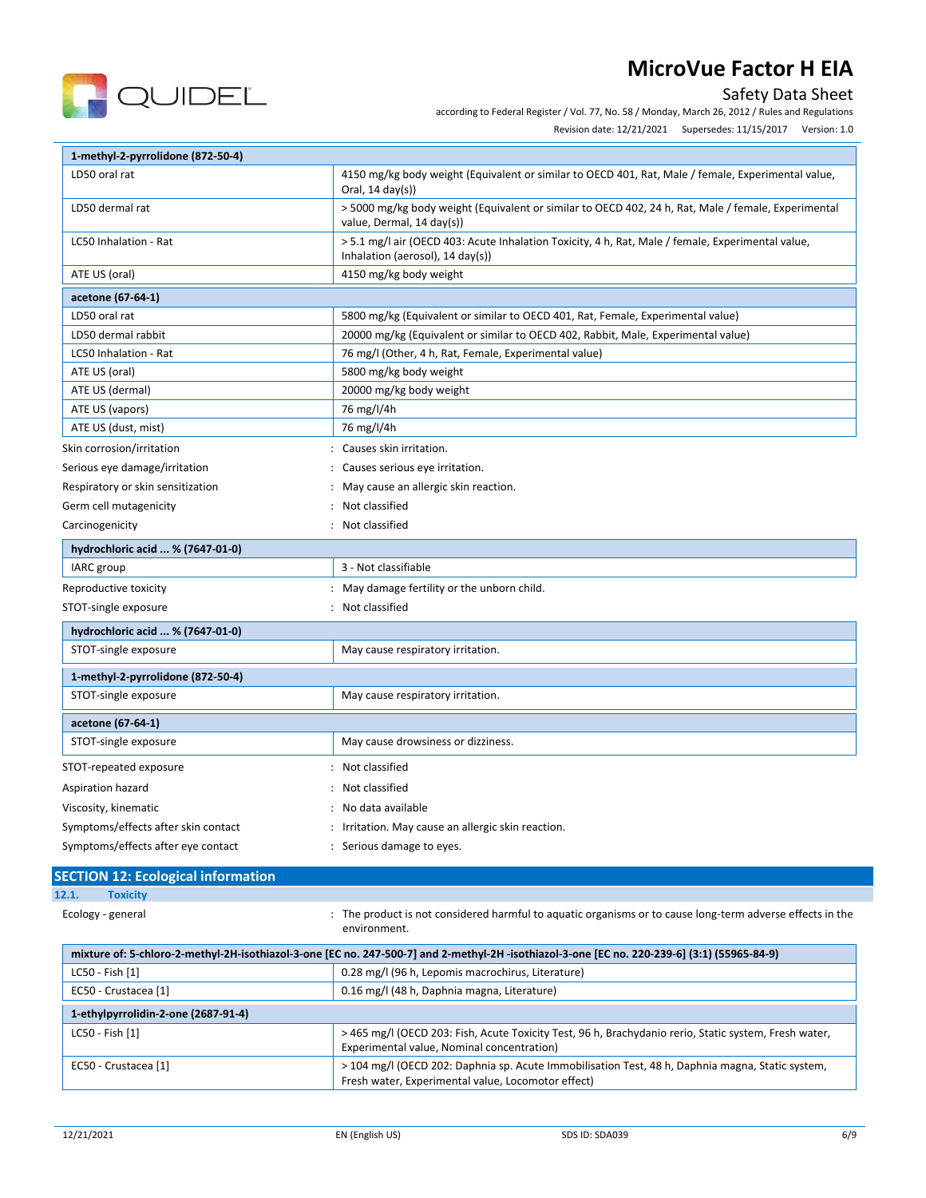| 1-methyl-2-pyrrolidone (872-50-4) | |
|---|---|
| LD50 oral rat | 4150 mg/kg body weight (Equivalent or similar to OECD 401, Rat, Male / female, Experimental value, Oral, 14 day(s)) |
| LD50 dermal rat | > 5000 mg/kg body weight (Equivalent or similar to OECD 402, 24 h, Rat, Male / female, Experimental value, Dermal, 14 day(s)) |
| LC50 Inhalation - Rat | > 5.1 mg/l air (OECD 403: Acute Inhalation Toxicity, 4 h, Rat, Male / female, Experimental value, Inhalation (aerosol), 14 day(s)) |
| ATE US (oral) | 4150 mg/kg body weight |

| acetone (67-64-1) | |
|---|---|
| LD50 oral rat | 5800 mg/kg (Equivalent or similar to OECD 401, Rat, Female, Experimental value) |
| LD50 dermal rabbit | 20000 mg/kg (Equivalent or similar to OECD 402, Rabbit, Male, Experimental value) |
| LC50 Inhalation - Rat | 76 mg/l (Other, 4 h, Rat, Female, Experimental value) |
| ATE US (oral) | 5800 mg/kg body weight |
| ATE US (dermal) | 20000 mg/kg body weight |
| ATE US (vapors) | 76 mg/l/4h |
| ATE US (dust, mist) | 76 mg/l/4h |

Skin corrosion/irritation : Causes skin irritation.

Serious eye damage/irritation : Causes serious eye irritation.

Respiratory or skin sensitization : May cause an allergic skin reaction.

Germ cell mutagenicity : Not classified

Carcinogenicity : Not classified

| hydrochloric acid ... % (7647-01-0) | |
|---|---|
| IARC group | 3 - Not classifiable |

Reproductive toxicity : May damage fertility or the unborn child.

STOT-single exposure : Not classified

| hydrochloric acid ... % (7647-01-0) | |
|---|---|
| STOT-single exposure | May cause respiratory irritation. |

| 1-methyl-2-pyrrolidone (872-50-4) | |
|---|---|
| STOT-single exposure | May cause respiratory irritation. |

| acetone (67-64-1) | |
|---|---|
| STOT-single exposure | May cause drowsiness or dizziness. |

STOT-repeated exposure : Not classified

Aspiration hazard : Not classified

Viscosity, kinematic : No data available

Symptoms/effects after skin contact : Irritation. May cause an allergic skin reaction.

Symptoms/effects after eye contact : Serious damage to eyes.

## SECTION 12: Ecological information

### 12.1. Toxicity

Ecology - general : The product is not considered harmful to aquatic organisms or to cause long-term adverse effects in the environment.

| mixture of: 5-chloro-2-methyl-2H-isothiazol-3-one [EC no. 247-500-7] and 2-methyl-2H -isothiazol-3-one [EC no. 220-239-6] (3:1) (55965-84-9) | |
|---|---|
| LC50 - Fish [1] | 0.28 mg/l (96 h, Lepomis macrochirus, Literature) |
| EC50 - Crustacea [1] | 0.16 mg/l (48 h, Daphnia magna, Literature) |

| 1-ethylpyrrolidin-2-one (2687-91-4) | |
|---|---|
| LC50 - Fish [1] | > 465 mg/l (OECD 203: Fish, Acute Toxicity Test, 96 h, Brachydanio rerio, Static system, Fresh water, Experimental value, Nominal concentration) |
| EC50 - Crustacea [1] | > 104 mg/l (OECD 202: Daphnia sp. Acute Immobilisation Test, 48 h, Daphnia magna, Static system, Fresh water, Experimental value, Locomotor effect) |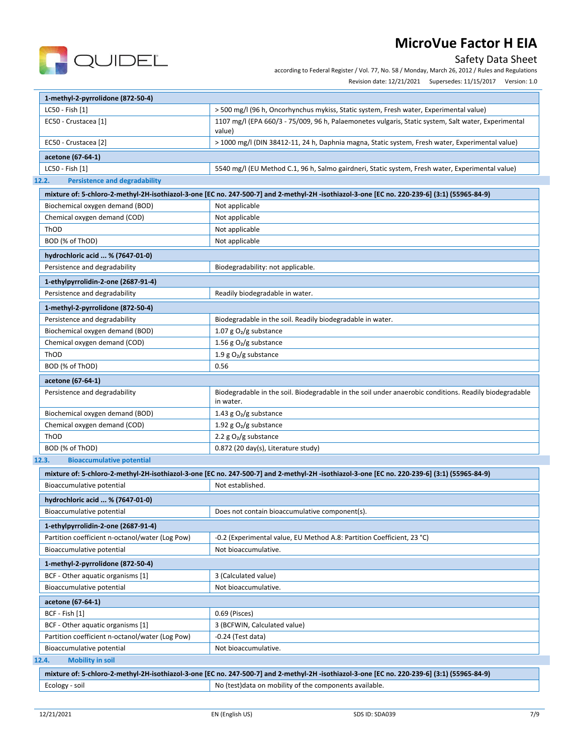| 1-methyl-2-pyrrolidone (872-50-4) | |
|---|---|
| LC50 - Fish [1] | > 500 mg/l (96 h, Oncorhynchus mykiss, Static system, Fresh water, Experimental value) |
| EC50 - Crustacea [1] | 1107 mg/l (EPA 660/3 - 75/009, 96 h, Palaemonetes vulgaris, Static system, Salt water, Experimental value) |
| EC50 - Crustacea [2] | > 1000 mg/l (DIN 38412-11, 24 h, Daphnia magna, Static system, Fresh water, Experimental value) |

| acetone (67-64-1) | |
|---|---|
| LC50 - Fish [1] | 5540 mg/l (EU Method C.1, 96 h, Salmo gairdneri, Static system, Fresh water, Experimental value) |

## 12.2. Persistence and degradability

| mixture of: 5-chloro-2-methyl-2H-isothiazol-3-one [EC no. 247-500-7] and 2-methyl-2H -isothiazol-3-one [EC no. 220-239-6] (3:1) (55965-84-9) | |
|---|---|
| Biochemical oxygen demand (BOD) | Not applicable |
| Chemical oxygen demand (COD) | Not applicable |
| ThOD | Not applicable |
| BOD (% of ThOD) | Not applicable |

| hydrochloric acid ... % (7647-01-0) | |
|---|---|
| Persistence and degradability | Biodegradability: not applicable. |

| 1-ethylpyrrolidin-2-one (2687-91-4) | |
|---|---|
| Persistence and degradability | Readily biodegradable in water. |

| 1-methyl-2-pyrrolidone (872-50-4) | |
|---|---|
| Persistence and degradability | Biodegradable in the soil. Readily biodegradable in water. |
| Biochemical oxygen demand (BOD) | 1.07 g $O_2$/g substance |
| Chemical oxygen demand (COD) | 1.56 g $O_2$/g substance |
| ThOD | 1.9 g $O_2$/g substance |
| BOD (% of ThOD) | 0.56 |

| acetone (67-64-1) | |
|---|---|
| Persistence and degradability | Biodegradable in the soil. Biodegradable in the soil under anaerobic conditions. Readily biodegradable in water. |
| Biochemical oxygen demand (BOD) | 1.43 g $O_2$/g substance |
| Chemical oxygen demand (COD) | 1.92 g $O_2$/g substance |
| ThOD | 2.2 g $O_2$/g substance |
| BOD (% of ThOD) | 0.872 (20 day(s), Literature study) |

## 12.3. Bioaccumulative potential

| mixture of: 5-chloro-2-methyl-2H-isothiazol-3-one [EC no. 247-500-7] and 2-methyl-2H -isothiazol-3-one [EC no. 220-239-6] (3:1) (55965-84-9) | |
|---|---|
| Bioaccumulative potential | Not established. |

| hydrochloric acid ... % (7647-01-0) | |
|---|---|
| Bioaccumulative potential | Does not contain bioaccumulative component(s). |

| 1-ethylpyrrolidin-2-one (2687-91-4) | |
|---|---|
| Partition coefficient n-octanol/water (Log Pow) | -0.2 (Experimental value, EU Method A.8: Partition Coefficient, 23 °C) |
| Bioaccumulative potential | Not bioaccumulative. |

| 1-methyl-2-pyrrolidone (872-50-4) | |
|---|---|
| BCF - Other aquatic organisms [1] | 3 (Calculated value) |
| Bioaccumulative potential | Not bioaccumulative. |

| acetone (67-64-1) | |
|---|---|
| BCF - Fish [1] | 0.69 (Pisces) |
| BCF - Other aquatic organisms [1] | 3 (BCFWIN, Calculated value) |
| Partition coefficient n-octanol/water (Log Pow) | -0.24 (Test data) |
| Bioaccumulative potential | Not bioaccumulative. |

## 12.4. Mobility in soil

| mixture of: 5-chloro-2-methyl-2H-isothiazol-3-one [EC no. 247-500-7] and 2-methyl-2H -isothiazol-3-one [EC no. 220-239-6] (3:1) (55965-84-9) | |
|---|---|
| Ecology - soil | No (test)data on mobility of the components available. |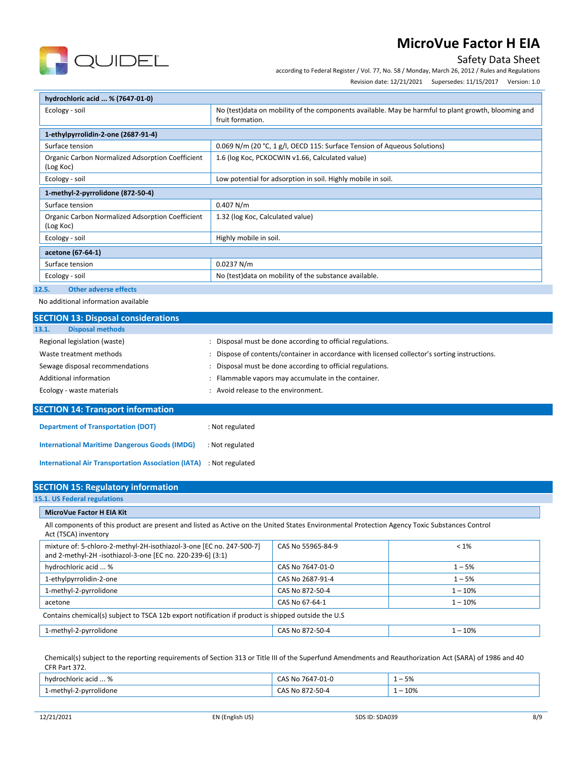| hydrochloric acid ... % (7647-01-0) | |
|---|---|
| Ecology - soil | No (test)data on mobility of the components available. May be harmful to plant growth, blooming and fruit formation. |

| 1-ethylpyrrolidin-2-one (2687-91-4) | |
|---|---|
| Surface tension | 0.069 N/m (20 °C, 1 g/l, OECD 115: Surface Tension of Aqueous Solutions) |
| Organic Carbon Normalized Adsorption Coefficient (Log Koc) | 1.6 (log Koc, PCKOCWIN v1.66, Calculated value) |
| Ecology - soil | Low potential for adsorption in soil. Highly mobile in soil. |

| 1-methyl-2-pyrrolidone (872-50-4) | |
|---|---|
| Surface tension | 0.407 N/m |
| Organic Carbon Normalized Adsorption Coefficient (Log Koc) | 1.32 (log Koc, Calculated value) |
| Ecology - soil | Highly mobile in soil. |

| acetone (67-64-1) | |
|---|---|
| Surface tension | 0.0237 N/m |
| Ecology - soil | No (test)data on mobility of the substance available. |

### 12.5. Other adverse effects

No additional information available

## SECTION 13: Disposal considerations

### 13.1. Disposal methods

Regional legislation (waste) : Disposal must be done according to official regulations.

Waste treatment methods : Dispose of contents/container in accordance with licensed collector's sorting instructions.

Sewage disposal recommendations : Disposal must be done according to official regulations.

Additional information : Flammable vapors may accumulate in the container.

Ecology - waste materials : Avoid release to the environment.

## SECTION 14: Transport information

**Department of Transportation (DOT)** : Not regulated

**International Maritime Dangerous Goods (IMDG)** : Not regulated

**International Air Transportation Association (IATA)** : Not regulated

## SECTION 15: Regulatory information

### 15.1. US Federal regulations

**MicroVue Factor H EIA Kit**

All components of this product are present and listed as Active on the United States Environmental Protection Agency Toxic Substances Control Act (TSCA) inventory

| | | |
|---|---|---|
| mixture of: 5-chloro-2-methyl-2H-isothiazol-3-one [EC no. 247-500-7] and 2-methyl-2H -isothiazol-3-one [EC no. 220-239-6] (3:1) | CAS No 55965-84-9 | < 1% |
| hydrochloric acid ... % | CAS No 7647-01-0 | 1 – 5% |
| 1-ethylpyrrolidin-2-one | CAS No 2687-91-4 | 1 – 5% |
| 1-methyl-2-pyrrolidone | CAS No 872-50-4 | 1 – 10% |
| acetone | CAS No 67-64-1 | 1 – 10% |

Contains chemical(s) subject to TSCA 12b export notification if product is shipped outside the U.S

| | | |
|---|---|---|
| 1-methyl-2-pyrrolidone | CAS No 872-50-4 | 1 – 10% |

Chemical(s) subject to the reporting requirements of Section 313 or Title III of the Superfund Amendments and Reauthorization Act (SARA) of 1986 and 40 CFR Part 372.

| | | |
|---|---|---|
| hydrochloric acid ... % | CAS No 7647-01-0 | 1 – 5% |
| 1-methyl-2-pyrrolidone | CAS No 872-50-4 | 1 – 10% |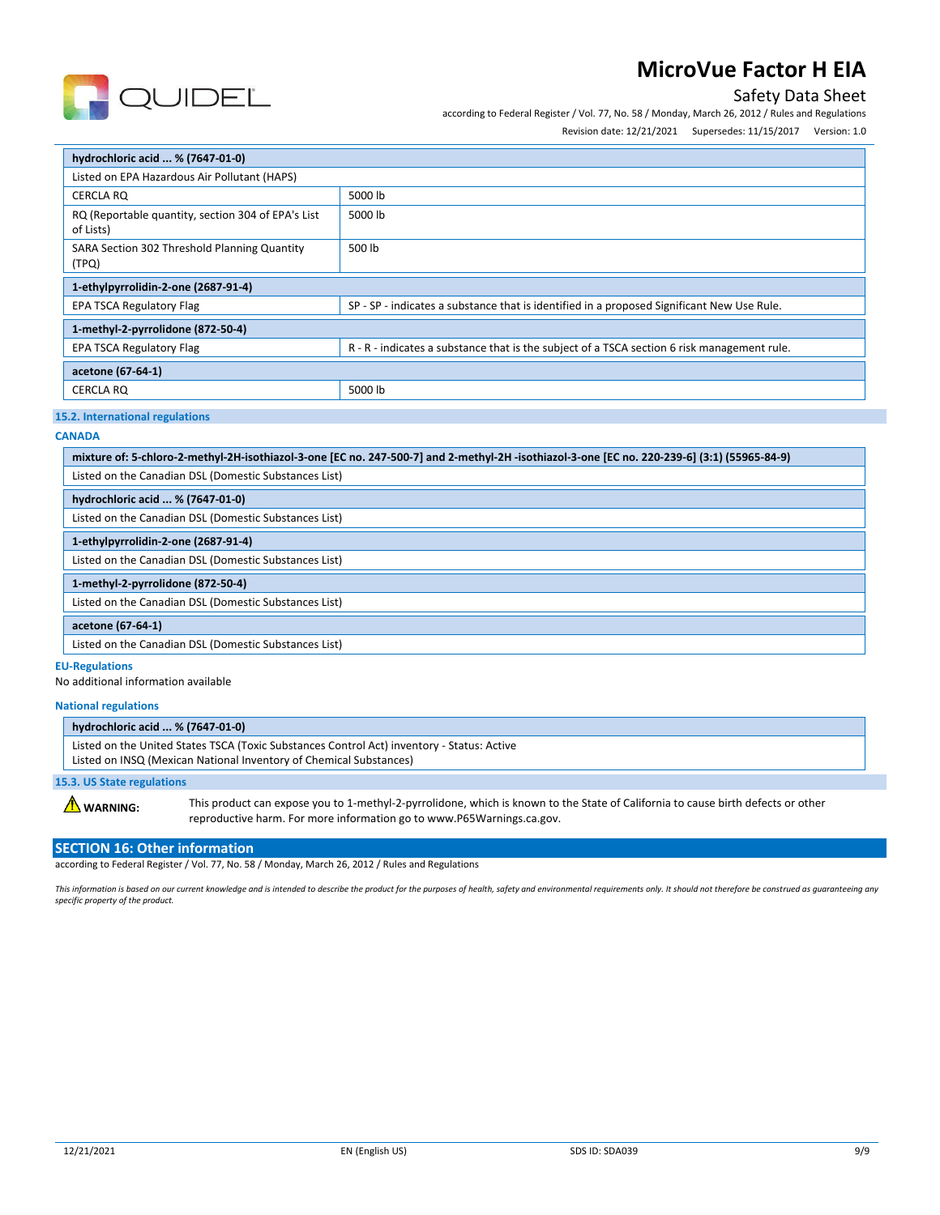| hydrochloric acid ... % (7647-01-0) | |
|---|---|
| Listed on EPA Hazardous Air Pollutant (HAPS) | |
| CERCLA RQ | 5000 lb |
| RQ (Reportable quantity, section 304 of EPA's List of Lists) | 5000 lb |
| SARA Section 302 Threshold Planning Quantity (TPQ) | 500 lb |

| 1-ethylpyrrolidin-2-one (2687-91-4) | |
|---|---|
| EPA TSCA Regulatory Flag | SP - SP - indicates a substance that is identified in a proposed Significant New Use Rule. |

| 1-methyl-2-pyrrolidone (872-50-4) | |
|---|---|
| EPA TSCA Regulatory Flag | R - R - indicates a substance that is the subject of a TSCA section 6 risk management rule. |

| acetone (67-64-1) | |
|---|---|
| CERCLA RQ | 5000 lb |

### 15.2. International regulations

**CANADA**

| mixture of: 5-chloro-2-methyl-2H-isothiazol-3-one [EC no. 247-500-7] and 2-methyl-2H -isothiazol-3-one [EC no. 220-239-6] (3:1) (55965-84-9) |
|---|
| Listed on the Canadian DSL (Domestic Substances List) |

| hydrochloric acid ... % (7647-01-0) |
|---|
| Listed on the Canadian DSL (Domestic Substances List) |

| 1-ethylpyrrolidin-2-one (2687-91-4) |
|---|
| Listed on the Canadian DSL (Domestic Substances List) |

| 1-methyl-2-pyrrolidone (872-50-4) |
|---|
| Listed on the Canadian DSL (Domestic Substances List) |

| acetone (67-64-1) |
|---|
| Listed on the Canadian DSL (Domestic Substances List) |

**EU-Regulations**

No additional information available

**National regulations**

| hydrochloric acid ... % (7647-01-0) |
|---|
| Listed on the United States TSCA (Toxic Substances Control Act) inventory - Status: Active<br>Listed on INSQ (Mexican National Inventory of Chemical Substances) |

### 15.3. US State regulations

⚠ **WARNING:** This product can expose you to 1-methyl-2-pyrrolidone, which is known to the State of California to cause birth defects or other reproductive harm. For more information go to www.P65Warnings.ca.gov.

## SECTION 16: Other information

according to Federal Register / Vol. 77, No. 58 / Monday, March 26, 2012 / Rules and Regulations

*This information is based on our current knowledge and is intended to describe the product for the purposes of health, safety and environmental requirements only. It should not therefore be construed as guaranteeing any specific property of the product.*